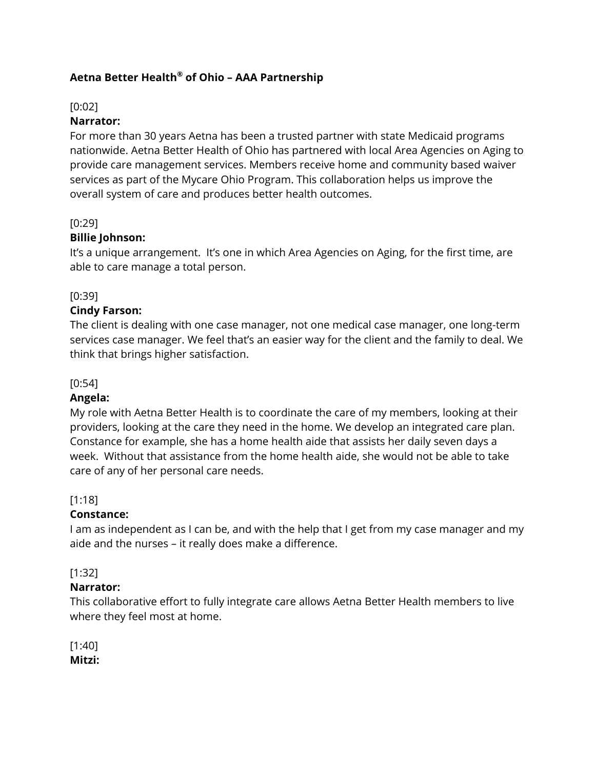**Aetna Better Health® of Ohio – AAA Partnership**

[0:02]
**Narrator:**
For more than 30 years Aetna has been a trusted partner with state Medicaid programs nationwide. Aetna Better Health of Ohio has partnered with local Area Agencies on Aging to provide care management services. Members receive home and community based waiver services as part of the Mycare Ohio Program. This collaboration helps us improve the overall system of care and produces better health outcomes.

[0:29]
**Billie Johnson:**
It's a unique arrangement. It's one in which Area Agencies on Aging, for the first time, are able to care manage a total person.

[0:39]
**Cindy Farson:**
The client is dealing with one case manager, not one medical case manager, one long-term services case manager. We feel that's an easier way for the client and the family to deal. We think that brings higher satisfaction.

[0:54]
**Angela:**
My role with Aetna Better Health is to coordinate the care of my members, looking at their providers, looking at the care they need in the home. We develop an integrated care plan. Constance for example, she has a home health aide that assists her daily seven days a week. Without that assistance from the home health aide, she would not be able to take care of any of her personal care needs.

[1:18]
**Constance:**
I am as independent as I can be, and with the help that I get from my case manager and my aide and the nurses – it really does make a difference.

[1:32]
**Narrator:**
This collaborative effort to fully integrate care allows Aetna Better Health members to live where they feel most at home.

[1:40]
**Mitzi:**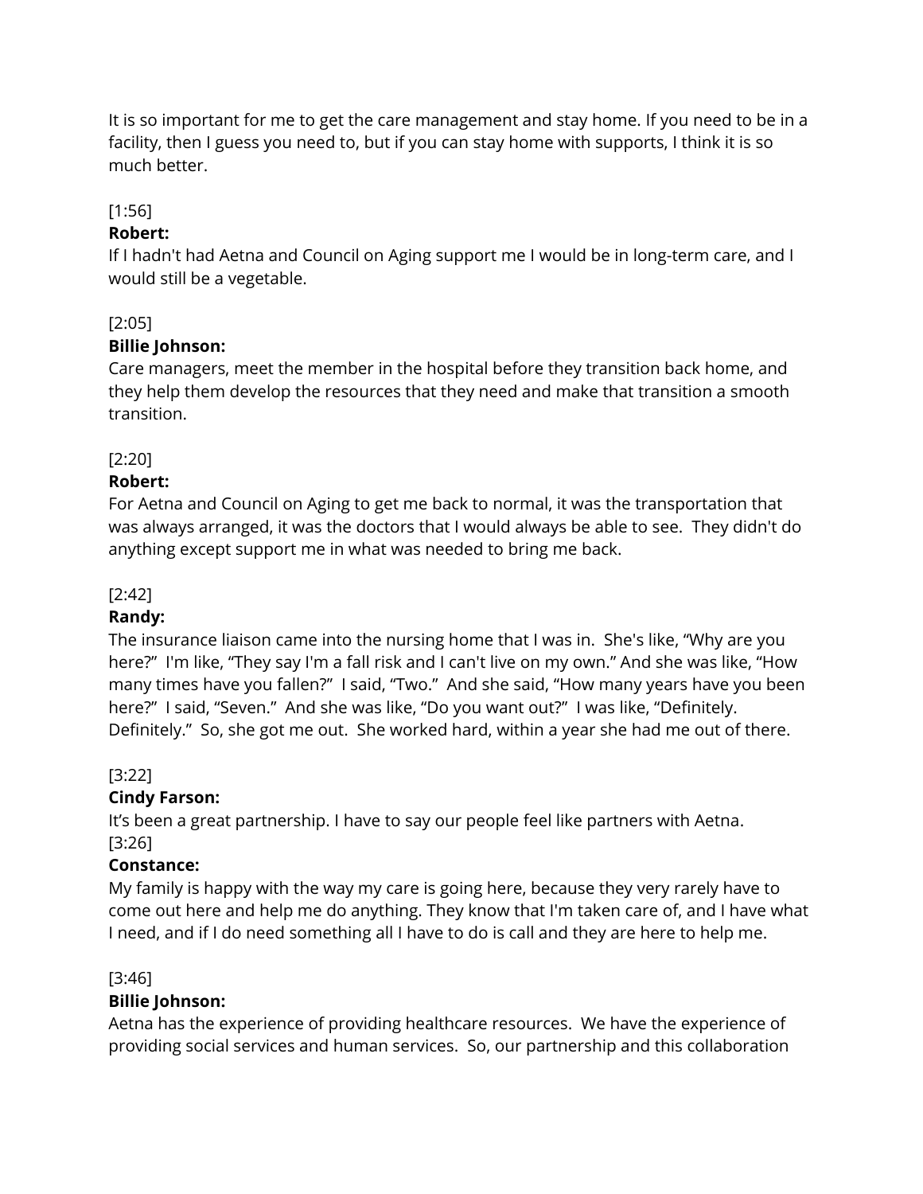It is so important for me to get the care management and stay home. If you need to be in a facility, then I guess you need to, but if you can stay home with supports, I think it is so much better.

[1:56]

**Robert:**

If I hadn't had Aetna and Council on Aging support me I would be in long-term care, and I would still be a vegetable.

[2:05]

**Billie Johnson:**

Care managers, meet the member in the hospital before they transition back home, and they help them develop the resources that they need and make that transition a smooth transition.

[2:20]

**Robert:**

For Aetna and Council on Aging to get me back to normal, it was the transportation that was always arranged, it was the doctors that I would always be able to see. They didn't do anything except support me in what was needed to bring me back.

[2:42]

**Randy:**

The insurance liaison came into the nursing home that I was in. She's like, "Why are you here?" I'm like, "They say I'm a fall risk and I can't live on my own." And she was like, "How many times have you fallen?" I said, "Two." And she said, "How many years have you been here?" I said, "Seven." And she was like, "Do you want out?" I was like, "Definitely. Definitely." So, she got me out. She worked hard, within a year she had me out of there.

[3:22]

**Cindy Farson:**

It's been a great partnership. I have to say our people feel like partners with Aetna.

[3:26]

**Constance:**

My family is happy with the way my care is going here, because they very rarely have to come out here and help me do anything. They know that I'm taken care of, and I have what I need, and if I do need something all I have to do is call and they are here to help me.

[3:46]

**Billie Johnson:**

Aetna has the experience of providing healthcare resources. We have the experience of providing social services and human services. So, our partnership and this collaboration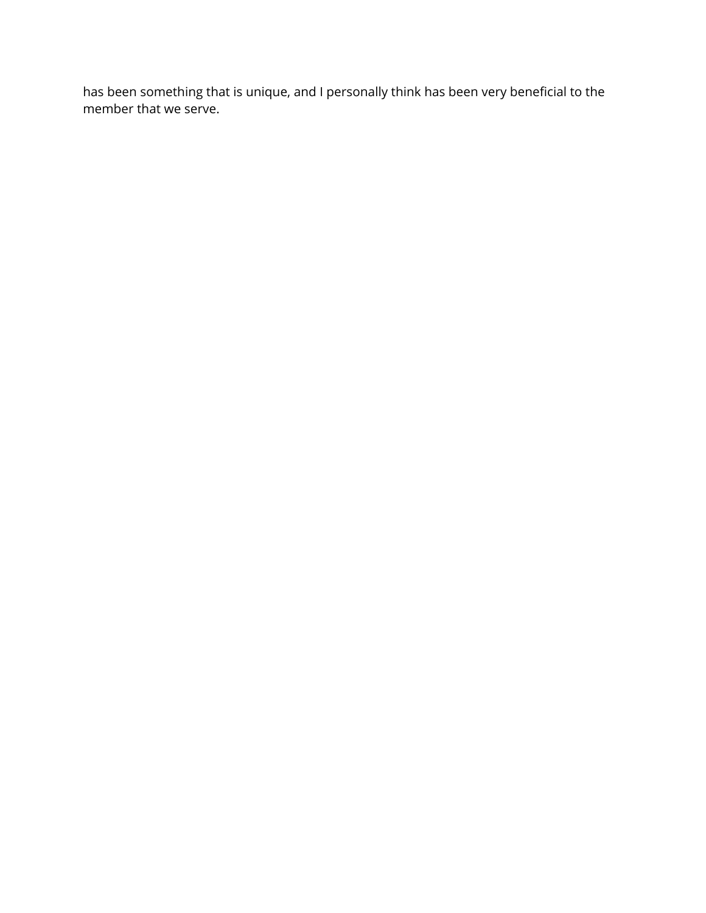has been something that is unique, and I personally think has been very beneficial to the member that we serve.